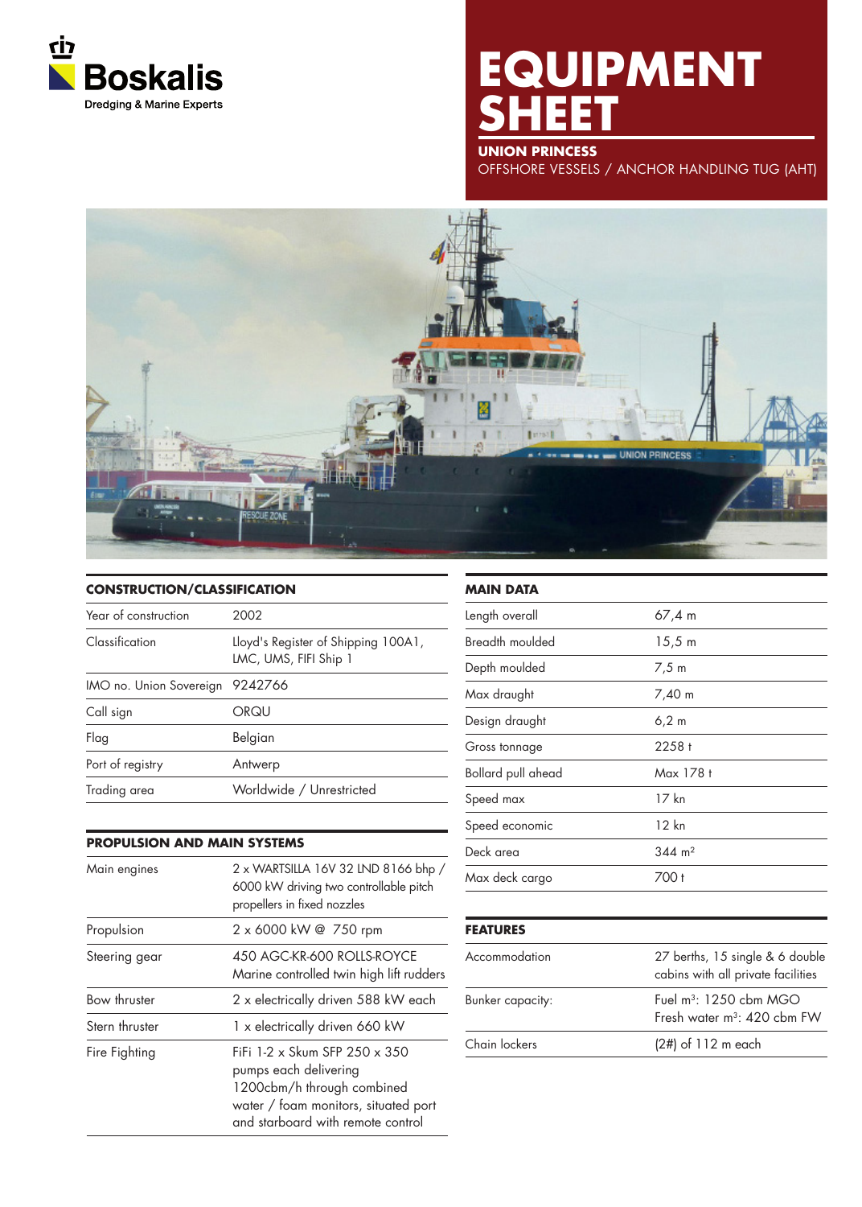Boskalis
Dredging & Marine Experts

# EQUIPMENT SHEET

**UNION PRINCESS**
OFFSHORE VESSELS / ANCHOR HANDLING TUG (AHT)

## CONSTRUCTION/CLASSIFICATION

| | |
|---|---|
| Year of construction | 2002 |
| Classification | Lloyd's Register of Shipping 100A1, LMC, UMS, FIFI Ship 1 |
| IMO no. Union Sovereign | 9242766 |
| Call sign | ORQU |
| Flag | Belgian |
| Port of registry | Antwerp |
| Trading area | Worldwide / Unrestricted |

## PROPULSION AND MAIN SYSTEMS

| | |
|---|---|
| Main engines | 2 x WARTSILLA 16V 32 LND 8166 bhp / 6000 kW driving two controllable pitch propellers in fixed nozzles |
| Propulsion | 2 x 6000 kW @ 750 rpm |
| Steering gear | 450 AGC-KR-600 ROLLS-ROYCE Marine controlled twin high lift rudders |
| Bow thruster | 2 x electrically driven 588 kW each |
| Stern thruster | 1 x electrically driven 660 kW |
| Fire Fighting | FiFi 1-2 x Skum SFP 250 x 350 pumps each delivering 1200cbm/h through combined water / foam monitors, situated port and starboard with remote control |

## MAIN DATA

| | |
|---|---|
| Length overall | 67,4 m |
| Breadth moulded | 15,5 m |
| Depth moulded | 7,5 m |
| Max draught | 7,40 m |
| Design draught | 6,2 m |
| Gross tonnage | 2258 t |
| Bollard pull ahead | Max 178 t |
| Speed max | 17 kn |
| Speed economic | 12 kn |
| Deck area | 344 m$^2$ |
| Max deck cargo | 700 t |

## FEATURES

| | |
|---|---|
| Accommodation | 27 berths, 15 single & 6 double cabins with all private facilities |
| Bunker capacity: | Fuel m$^3$: 1250 cbm MGO<br>Fresh water m$^3$: 420 cbm FW |
| Chain lockers | (2#) of 112 m each |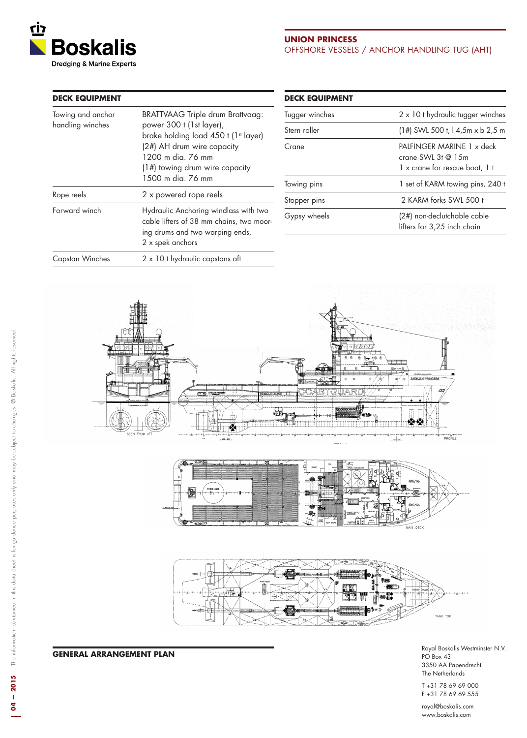# UNION PRINCESS

OFFSHORE VESSELS / ANCHOR HANDLING TUG (AHT)

## DECK EQUIPMENT

| | |
|---|---|
| Towing and anchor handling winches | BRATTVAAG Triple drum Brattvaag: power 300 t (1st layer), brake holding load 450 t (1st layer) (2#) AH drum wire capacity 1200 m dia. 76 mm (1#) towing drum wire capacity 1500 m dia. 76 mm |
| Rope reels | 2 x powered rope reels |
| Forward winch | Hydraulic Anchoring windlass with two cable lifters of 38 mm chains, two mooring drums and two warping ends, 2 x spek anchors |
| Capstan Winches | 2 x 10 t hydraulic capstans aft |

## DECK EQUIPMENT

| | |
|---|---|
| Tugger winches | 2 x 10 t hydraulic tugger winches |
| Stern roller | (1#) SWL 500 t, l 4,5m x b 2,5 m |
| Crane | PALFINGER MARINE 1 x deck crane SWL 3t @ 15m 1 x crane for rescue boat, 1 t |
| Towing pins | 1 set of KARM towing pins, 240 t |
| Stopper pins | 2 KARM forks SWL 500 t |
| Gypsy wheels | (2#) non-declutchable cable lifters for 3,25 inch chain |

## GENERAL ARRANGEMENT PLAN

Royal Boskalis Westminster N.V.
PO Box 43
3350 AA Papendrecht
The Netherlands

T +31 78 69 69 000
F +31 78 69 69 555

royal@boskalis.com
www.boskalis.com

The information contained in this data sheet is for guidance purposes only and may be subject to changes. © Boskalis. All rights reserved.

04 – 2015